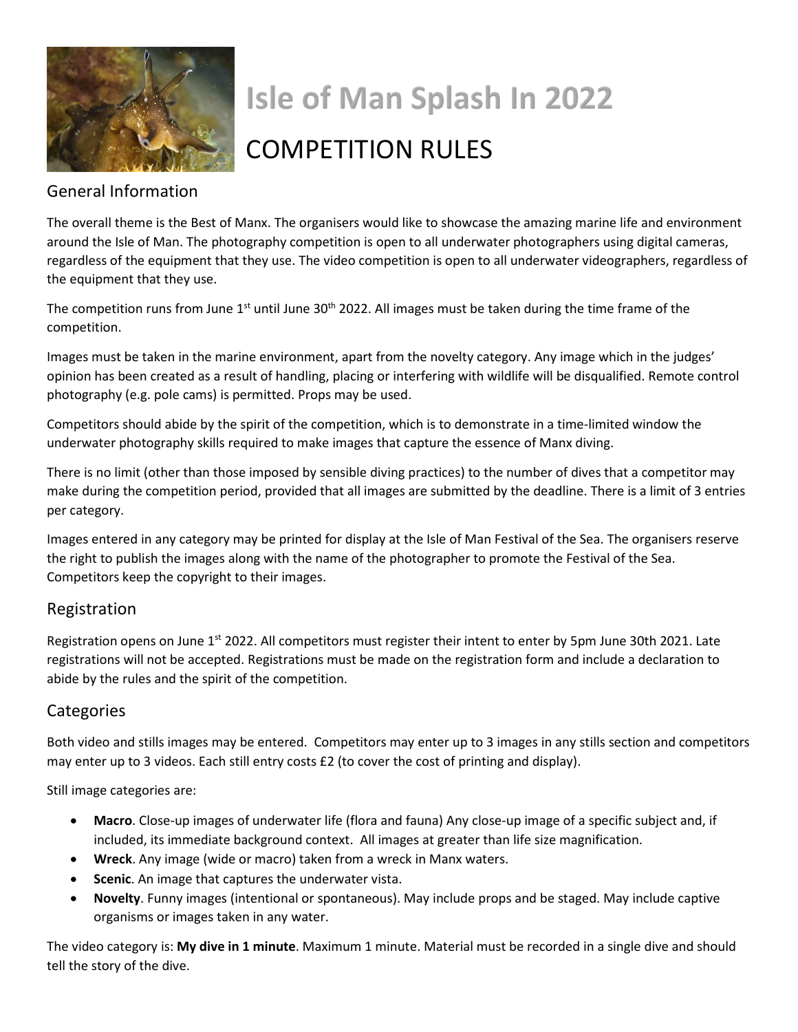# Isle of Man Splash In 2022

# COMPETITION RULES

## General Information

The overall theme is the Best of Manx. The organisers would like to showcase the amazing marine life and environment around the Isle of Man. The photography competition is open to all underwater photographers using digital cameras, regardless of the equipment that they use. The video competition is open to all underwater videographers, regardless of the equipment that they use.

The competition runs from June 1st until June 30th 2022. All images must be taken during the time frame of the competition.

Images must be taken in the marine environment, apart from the novelty category. Any image which in the judges' opinion has been created as a result of handling, placing or interfering with wildlife will be disqualified. Remote control photography (e.g. pole cams) is permitted. Props may be used.

Competitors should abide by the spirit of the competition, which is to demonstrate in a time-limited window the underwater photography skills required to make images that capture the essence of Manx diving.

There is no limit (other than those imposed by sensible diving practices) to the number of dives that a competitor may make during the competition period, provided that all images are submitted by the deadline. There is a limit of 3 entries per category.

Images entered in any category may be printed for display at the Isle of Man Festival of the Sea. The organisers reserve the right to publish the images along with the name of the photographer to promote the Festival of the Sea. Competitors keep the copyright to their images.

## Registration

Registration opens on June 1st 2022. All competitors must register their intent to enter by 5pm June 30th 2021. Late registrations will not be accepted. Registrations must be made on the registration form and include a declaration to abide by the rules and the spirit of the competition.

## Categories

Both video and stills images may be entered. Competitors may enter up to 3 images in any stills section and competitors may enter up to 3 videos. Each still entry costs £2 (to cover the cost of printing and display).

Still image categories are:

- **Macro**. Close-up images of underwater life (flora and fauna) Any close-up image of a specific subject and, if included, its immediate background context. All images at greater than life size magnification.
- **Wreck**. Any image (wide or macro) taken from a wreck in Manx waters.
- **Scenic**. An image that captures the underwater vista.
- **Novelty**. Funny images (intentional or spontaneous). May include props and be staged. May include captive organisms or images taken in any water.

The video category is: **My dive in 1 minute**. Maximum 1 minute. Material must be recorded in a single dive and should tell the story of the dive.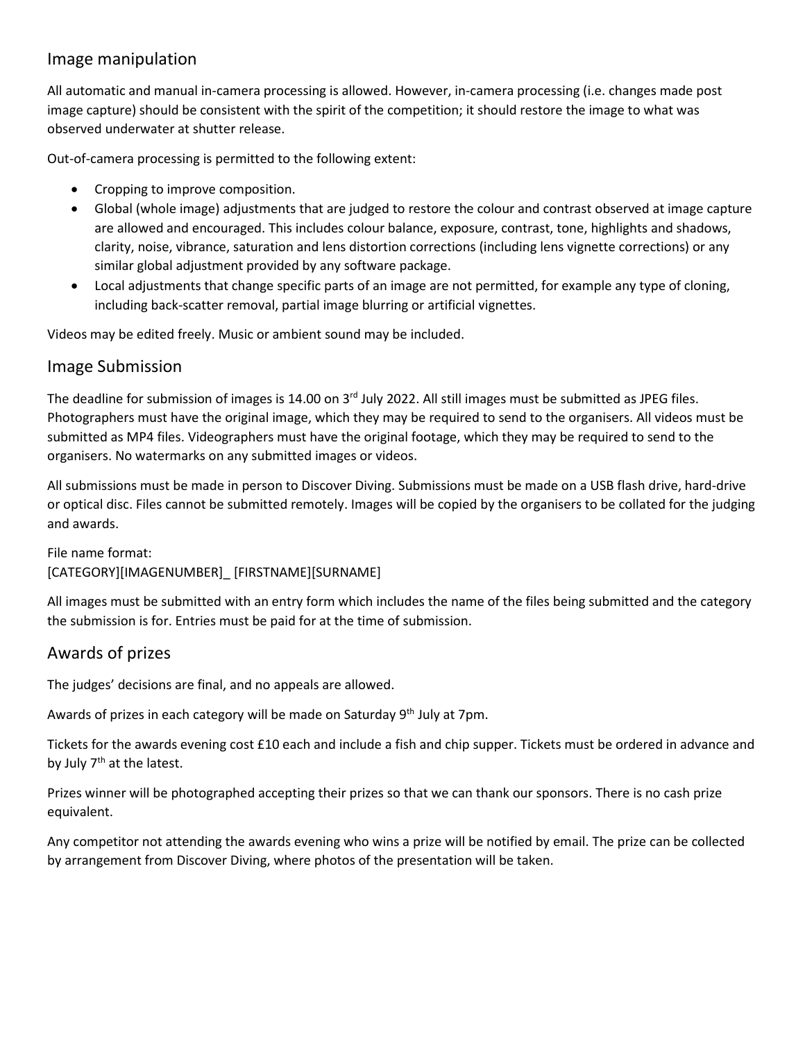## Image manipulation

All automatic and manual in-camera processing is allowed. However, in-camera processing (i.e. changes made post image capture) should be consistent with the spirit of the competition; it should restore the image to what was observed underwater at shutter release.

Out-of-camera processing is permitted to the following extent:

- Cropping to improve composition.
- Global (whole image) adjustments that are judged to restore the colour and contrast observed at image capture are allowed and encouraged. This includes colour balance, exposure, contrast, tone, highlights and shadows, clarity, noise, vibrance, saturation and lens distortion corrections (including lens vignette corrections) or any similar global adjustment provided by any software package.
- Local adjustments that change specific parts of an image are not permitted, for example any type of cloning, including back-scatter removal, partial image blurring or artificial vignettes.

Videos may be edited freely. Music or ambient sound may be included.

## Image Submission

The deadline for submission of images is 14.00 on 3rd July 2022. All still images must be submitted as JPEG files. Photographers must have the original image, which they may be required to send to the organisers. All videos must be submitted as MP4 files. Videographers must have the original footage, which they may be required to send to the organisers. No watermarks on any submitted images or videos.

All submissions must be made in person to Discover Diving. Submissions must be made on a USB flash drive, hard-drive or optical disc. Files cannot be submitted remotely. Images will be copied by the organisers to be collated for the judging and awards.

File name format:
[CATEGORY][IMAGENUMBER]_ [FIRSTNAME][SURNAME]

All images must be submitted with an entry form which includes the name of the files being submitted and the category the submission is for. Entries must be paid for at the time of submission.

## Awards of prizes

The judges' decisions are final, and no appeals are allowed.

Awards of prizes in each category will be made on Saturday 9th July at 7pm.

Tickets for the awards evening cost £10 each and include a fish and chip supper. Tickets must be ordered in advance and by July 7th at the latest.

Prizes winner will be photographed accepting their prizes so that we can thank our sponsors. There is no cash prize equivalent.

Any competitor not attending the awards evening who wins a prize will be notified by email. The prize can be collected by arrangement from Discover Diving, where photos of the presentation will be taken.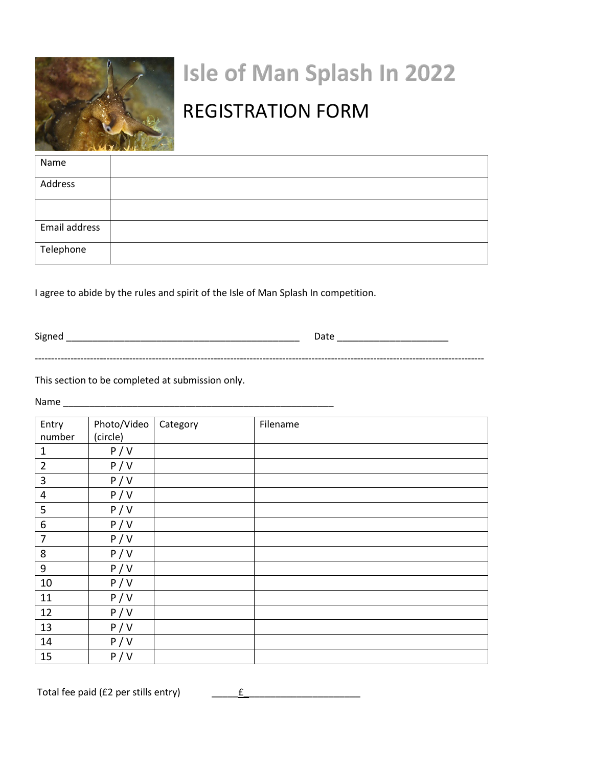# Isle of Man Splash In 2022

## REGISTRATION FORM

| | |
|---|---|
| Name | |
| Address | |
| | |
| Email address | |
| Telephone | |

I agree to abide by the rules and spirit of the Isle of Man Splash In competition.

Signed _______________________________________________ Date ______________________

---

This section to be completed at submission only.

Name _______________________________________________________

| Entry number | Photo/Video (circle) | Category | Filename |
|---|---|---|---|
| 1 | P / V | | |
| 2 | P / V | | |
| 3 | P / V | | |
| 4 | P / V | | |
| 5 | P / V | | |
| 6 | P / V | | |
| 7 | P / V | | |
| 8 | P / V | | |
| 9 | P / V | | |
| 10 | P / V | | |
| 11 | P / V | | |
| 12 | P / V | | |
| 13 | P / V | | |
| 14 | P / V | | |
| 15 | P / V | | |

Total fee paid (£2 per stills entry) _____£______________________